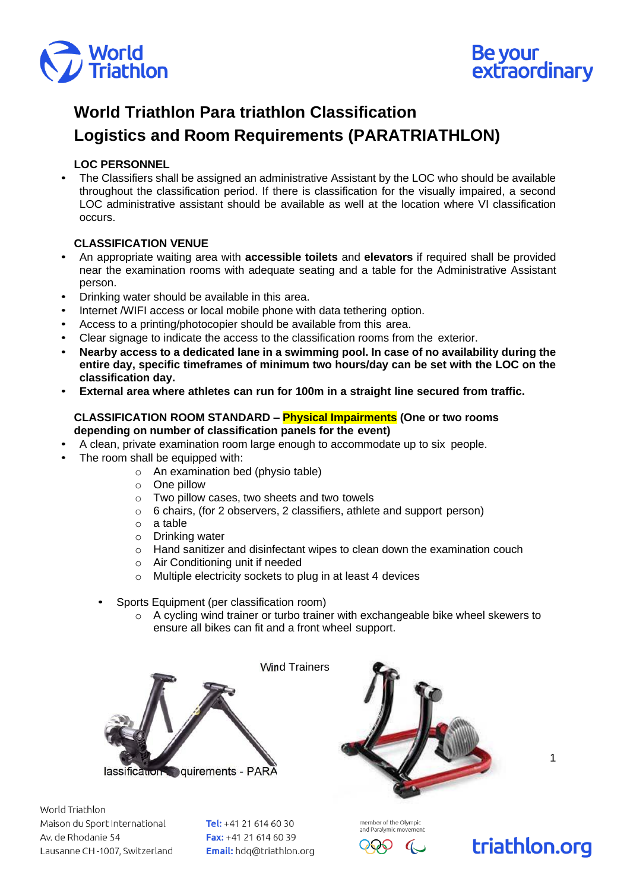# World Triathlon Para triathlon Classification
# Logistics and Room Requirements (PARATRIATHLON)

### LOC PERSONNEL

- The Classifiers shall be assigned an administrative Assistant by the LOC who should be available throughout the classification period. If there is classification for the visually impaired, a second LOC administrative assistant should be available as well at the location where VI classification occurs.

### CLASSIFICATION VENUE

- An appropriate waiting area with **accessible toilets** and **elevators** if required shall be provided near the examination rooms with adequate seating and a table for the Administrative Assistant person.
- Drinking water should be available in this area.
- Internet /WIFI access or local mobile phone with data tethering option.
- Access to a printing/photocopier should be available from this area.
- Clear signage to indicate the access to the classification rooms from the exterior.
- **Nearby access to a dedicated lane in a swimming pool. In case of no availability during the entire day, specific timeframes of minimum two hours/day can be set with the LOC on the classification day.**
- **External area where athletes can run for 100m in a straight line secured from traffic.**

### CLASSIFICATION ROOM STANDARD – Physical Impairments (One or two rooms depending on number of classification panels for the event)

- A clean, private examination room large enough to accommodate up to six people.
- The room shall be equipped with:
  - An examination bed (physio table)
  - One pillow
  - Two pillow cases, two sheets and two towels
  - 6 chairs, (for 2 observers, 2 classifiers, athlete and support person)
  - a table
  - Drinking water
  - Hand sanitizer and disinfectant wipes to clean down the examination couch
  - Air Conditioning unit if needed
  - Multiple electricity sockets to plug in at least 4 devices

- Sports Equipment (per classification room)
  - A cycling wind trainer or turbo trainer with exchangeable bike wheel skewers to ensure all bikes can fit and a front wheel support.

Wind Trainers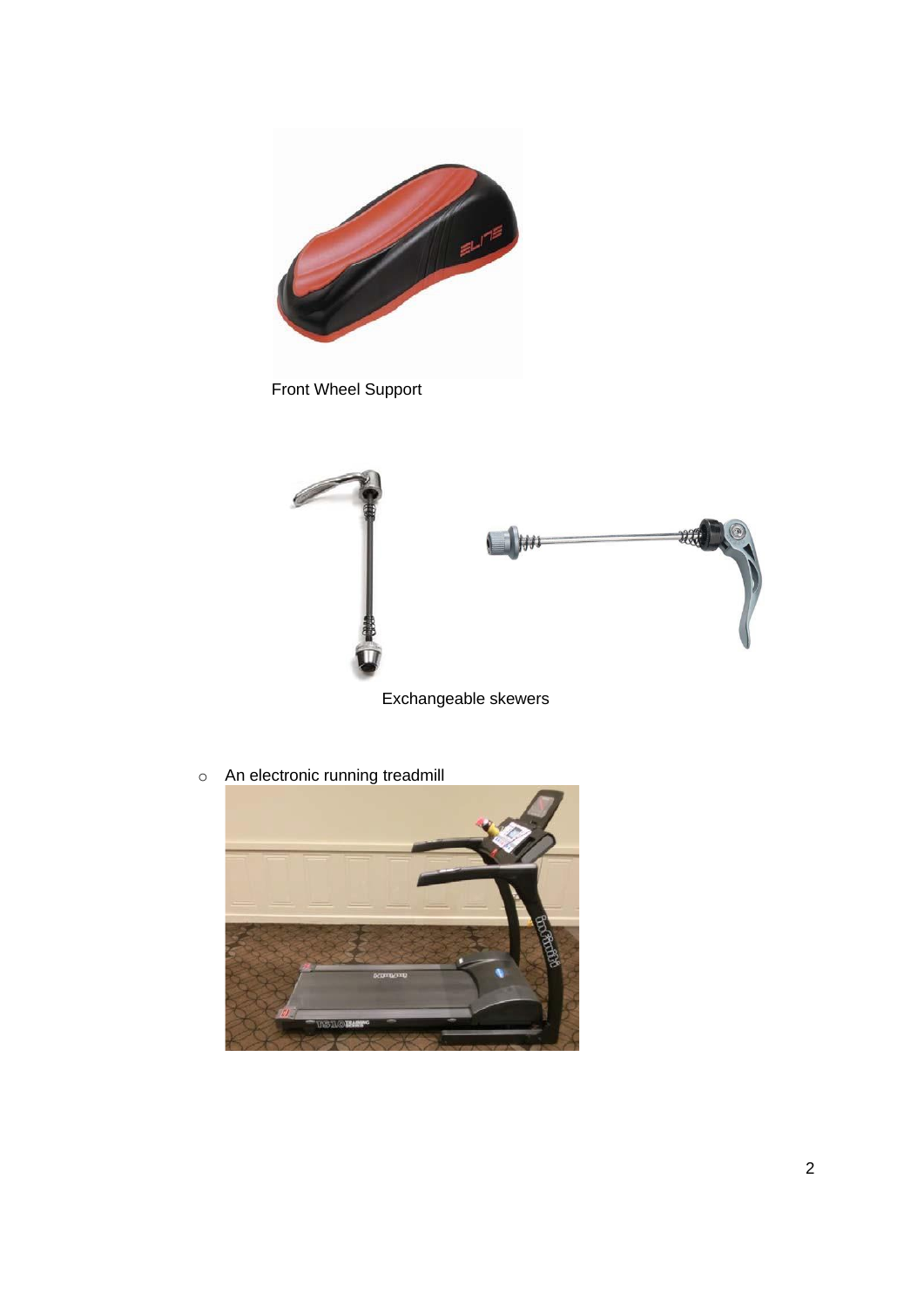Front Wheel Support

Exchangeable skewers

- An electronic running treadmill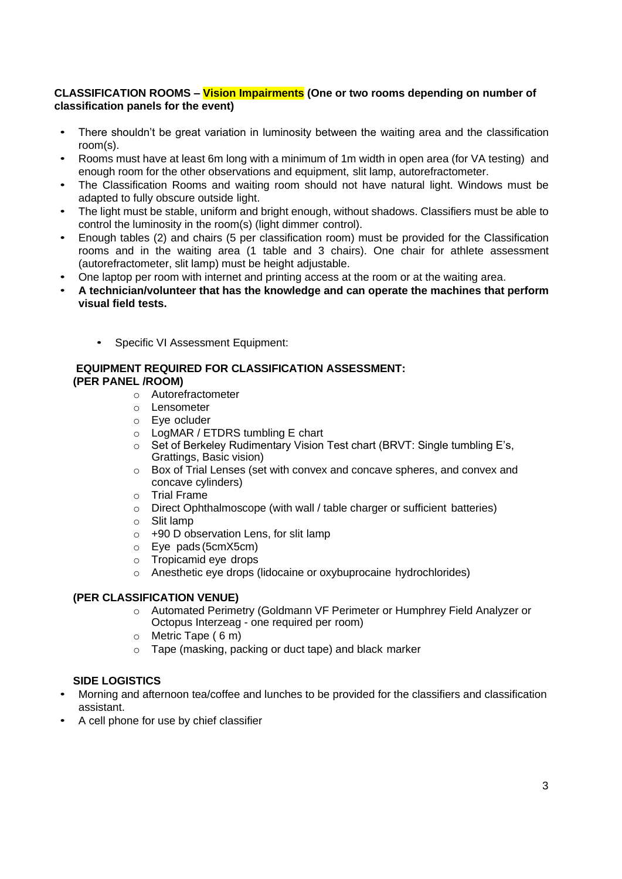**CLASSIFICATION ROOMS – Vision Impairments (One or two rooms depending on number of classification panels for the event)**

- There shouldn't be great variation in luminosity between the waiting area and the classification room(s).
- Rooms must have at least 6m long with a minimum of 1m width in open area (for VA testing) and enough room for the other observations and equipment, slit lamp, autorefractometer.
- The Classification Rooms and waiting room should not have natural light. Windows must be adapted to fully obscure outside light.
- The light must be stable, uniform and bright enough, without shadows. Classifiers must be able to control the luminosity in the room(s) (light dimmer control).
- Enough tables (2) and chairs (5 per classification room) must be provided for the Classification rooms and in the waiting area (1 table and 3 chairs). One chair for athlete assessment (autorefractometer, slit lamp) must be height adjustable.
- One laptop per room with internet and printing access at the room or at the waiting area.
- **A technician/volunteer that has the knowledge and can operate the machines that perform visual field tests.**

  - Specific VI Assessment Equipment:

**EQUIPMENT REQUIRED FOR CLASSIFICATION ASSESSMENT:**
**(PER PANEL /ROOM)**

- Autorefractometer
- Lensometer
- Eye ocluder
- LogMAR / ETDRS tumbling E chart
- Set of Berkeley Rudimentary Vision Test chart (BRVT: Single tumbling E's, Grattings, Basic vision)
- Box of Trial Lenses (set with convex and concave spheres, and convex and concave cylinders)
- Trial Frame
- Direct Ophthalmoscope (with wall / table charger or sufficient batteries)
- Slit lamp
- +90 D observation Lens, for slit lamp
- Eye pads (5cmX5cm)
- Tropicamid eye drops
- Anesthetic eye drops (lidocaine or oxybuprocaine hydrochlorides)

**(PER CLASSIFICATION VENUE)**

- Automated Perimetry (Goldmann VF Perimeter or Humphrey Field Analyzer or Octopus Interzeag - one required per room)
- Metric Tape ( 6 m)
- Tape (masking, packing or duct tape) and black marker

**SIDE LOGISTICS**

- Morning and afternoon tea/coffee and lunches to be provided for the classifiers and classification assistant.
- A cell phone for use by chief classifier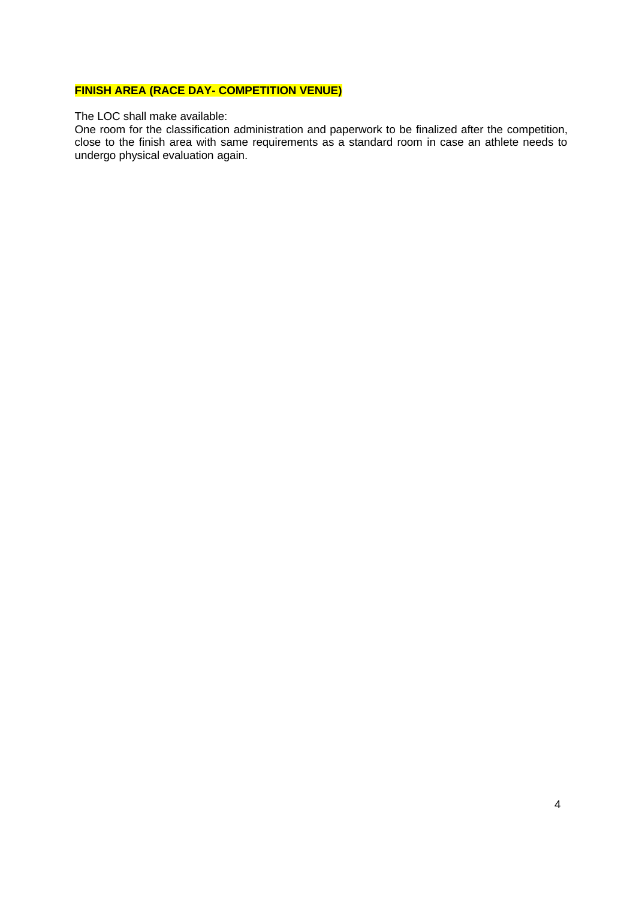**FINISH AREA (RACE DAY- COMPETITION VENUE)**

The LOC shall make available:
One room for the classification administration and paperwork to be finalized after the competition, close to the finish area with same requirements as a standard room in case an athlete needs to undergo physical evaluation again.